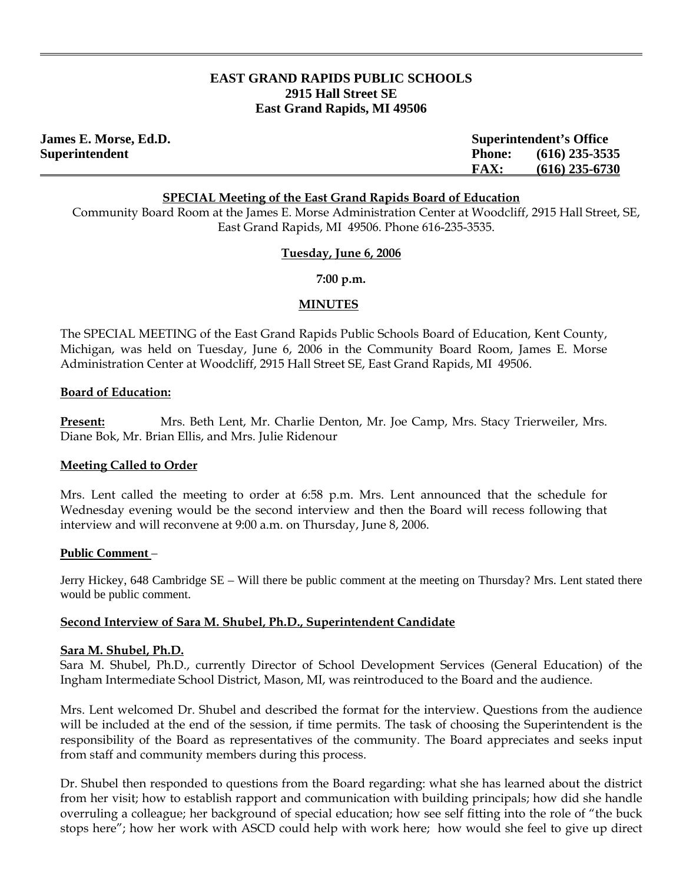**EAST GRAND RAPIDS PUBLIC SCHOOLS**
**2915 Hall Street SE**
**East Grand Rapids, MI 49506**

**James E. Morse, Ed.D.**
**Superintendent**

**Superintendent's Office**
**Phone: (616) 235-3535**
**FAX: (616) 235-6730**

**SPECIAL Meeting of the East Grand Rapids Board of Education**

Community Board Room at the James E. Morse Administration Center at Woodcliff, 2915 Hall Street, SE, East Grand Rapids, MI 49506. Phone 616-235-3535.

**Tuesday, June 6, 2006**

**7:00 p.m.**

**MINUTES**

The SPECIAL MEETING of the East Grand Rapids Public Schools Board of Education, Kent County, Michigan, was held on Tuesday, June 6, 2006 in the Community Board Room, James E. Morse Administration Center at Woodcliff, 2915 Hall Street SE, East Grand Rapids, MI 49506.

**Board of Education:**

**Present:** Mrs. Beth Lent, Mr. Charlie Denton, Mr. Joe Camp, Mrs. Stacy Trierweiler, Mrs. Diane Bok, Mr. Brian Ellis, and Mrs. Julie Ridenour

**Meeting Called to Order**

Mrs. Lent called the meeting to order at 6:58 p.m. Mrs. Lent announced that the schedule for Wednesday evening would be the second interview and then the Board will recess following that interview and will reconvene at 9:00 a.m. on Thursday, June 8, 2006.

**Public Comment** –

Jerry Hickey, 648 Cambridge SE – Will there be public comment at the meeting on Thursday? Mrs. Lent stated there would be public comment.

**Second Interview of Sara M. Shubel, Ph.D., Superintendent Candidate**

**Sara M. Shubel, Ph.D.**

Sara M. Shubel, Ph.D., currently Director of School Development Services (General Education) of the Ingham Intermediate School District, Mason, MI, was reintroduced to the Board and the audience.

Mrs. Lent welcomed Dr. Shubel and described the format for the interview. Questions from the audience will be included at the end of the session, if time permits. The task of choosing the Superintendent is the responsibility of the Board as representatives of the community. The Board appreciates and seeks input from staff and community members during this process.

Dr. Shubel then responded to questions from the Board regarding: what she has learned about the district from her visit; how to establish rapport and communication with building principals; how did she handle overruling a colleague; her background of special education; how see self fitting into the role of "the buck stops here"; how her work with ASCD could help with work here; how would she feel to give up direct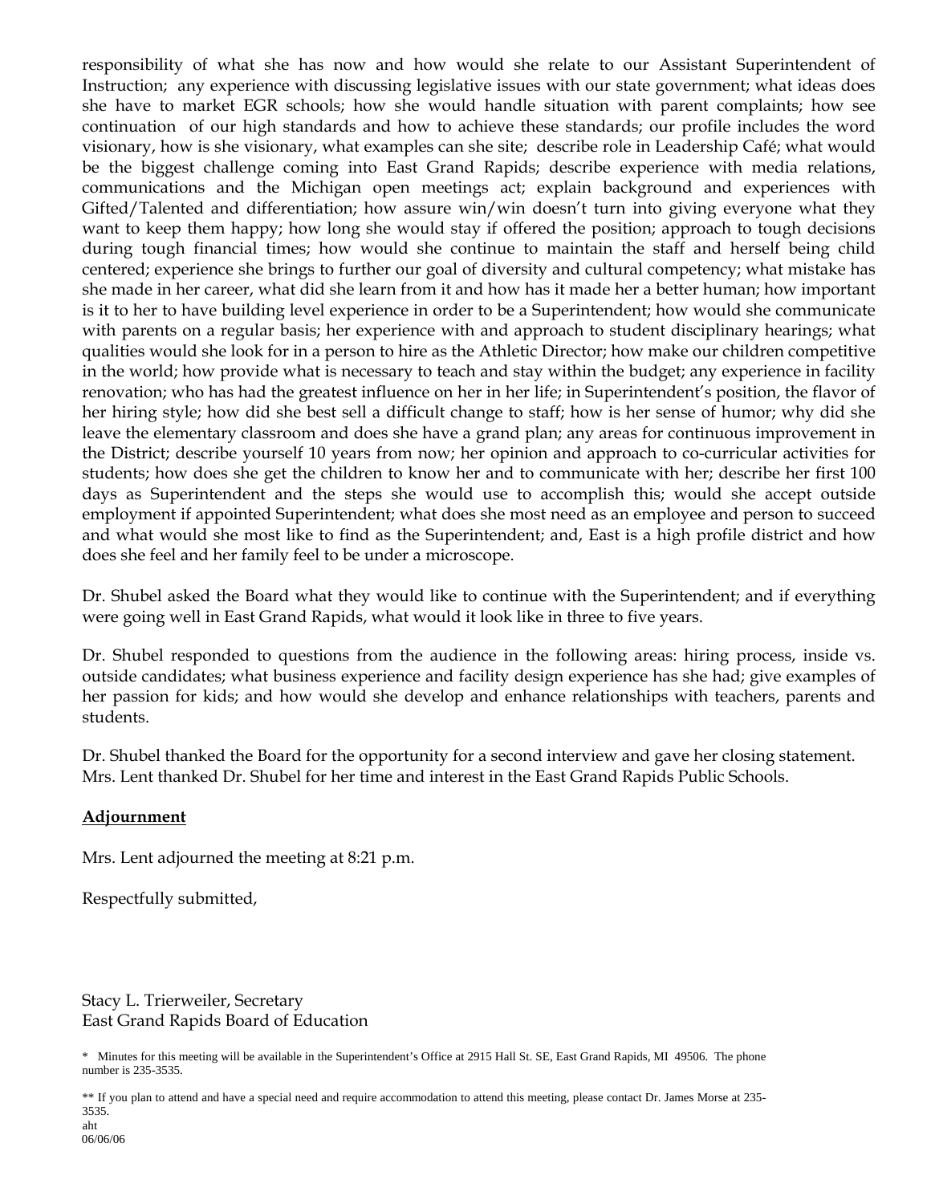responsibility of what she has now and how would she relate to our Assistant Superintendent of Instruction; any experience with discussing legislative issues with our state government; what ideas does she have to market EGR schools; how she would handle situation with parent complaints; how see continuation of our high standards and how to achieve these standards; our profile includes the word visionary, how is she visionary, what examples can she site; describe role in Leadership Café; what would be the biggest challenge coming into East Grand Rapids; describe experience with media relations, communications and the Michigan open meetings act; explain background and experiences with Gifted/Talented and differentiation; how assure win/win doesn't turn into giving everyone what they want to keep them happy; how long she would stay if offered the position; approach to tough decisions during tough financial times; how would she continue to maintain the staff and herself being child centered; experience she brings to further our goal of diversity and cultural competency; what mistake has she made in her career, what did she learn from it and how has it made her a better human; how important is it to her to have building level experience in order to be a Superintendent; how would she communicate with parents on a regular basis; her experience with and approach to student disciplinary hearings; what qualities would she look for in a person to hire as the Athletic Director; how make our children competitive in the world; how provide what is necessary to teach and stay within the budget; any experience in facility renovation; who has had the greatest influence on her in her life; in Superintendent's position, the flavor of her hiring style; how did she best sell a difficult change to staff; how is her sense of humor; why did she leave the elementary classroom and does she have a grand plan; any areas for continuous improvement in the District; describe yourself 10 years from now; her opinion and approach to co-curricular activities for students; how does she get the children to know her and to communicate with her; describe her first 100 days as Superintendent and the steps she would use to accomplish this; would she accept outside employment if appointed Superintendent; what does she most need as an employee and person to succeed and what would she most like to find as the Superintendent; and, East is a high profile district and how does she feel and her family feel to be under a microscope.

Dr. Shubel asked the Board what they would like to continue with the Superintendent; and if everything were going well in East Grand Rapids, what would it look like in three to five years.

Dr. Shubel responded to questions from the audience in the following areas: hiring process, inside vs. outside candidates; what business experience and facility design experience has she had; give examples of her passion for kids; and how would she develop and enhance relationships with teachers, parents and students.

Dr. Shubel thanked the Board for the opportunity for a second interview and gave her closing statement. Mrs. Lent thanked Dr. Shubel for her time and interest in the East Grand Rapids Public Schools.

**Adjournment**

Mrs. Lent adjourned the meeting at 8:21 p.m.

Respectfully submitted,

Stacy L. Trierweiler, Secretary
East Grand Rapids Board of Education

\* Minutes for this meeting will be available in the Superintendent's Office at 2915 Hall St. SE, East Grand Rapids, MI 49506. The phone number is 235-3535.

\*\* If you plan to attend and have a special need and require accommodation to attend this meeting, please contact Dr. James Morse at 235-3535.

aht
06/06/06